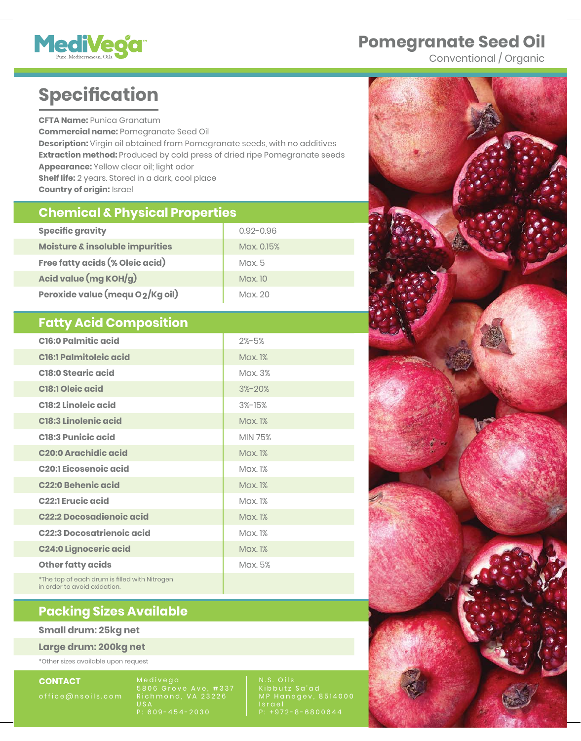MediVega™
Pure. Mediterranean. Oils.

# Pomegranate Seed Oil

Conventional / Organic

## Specification

**CFTA Name:** Punica Granatum
**Commercial name:** Pomegranate Seed Oil
**Description:** Virgin oil obtained from Pomegranate seeds, with no additives
**Extraction method:** Produced by cold press of dried ripe Pomegranate seeds
**Appearance:** Yellow clear oil; light odor
**Shelf life:** 2 years. Stored in a dark, cool place
**Country of origin:** Israel

## Chemical & Physical Properties

| Property | Value |
|---|---|
| **Specific gravity** | 0.92-0.96 |
| **Moisture & insoluble impurities** | Max. 0.15% |
| **Free fatty acids (% Oleic acid)** | Max. 5 |
| **Acid value (mg KOH/g)** | Max. 10 |
| **Peroxide value (mequ $O_2$/Kg oil)** | Max. 20 |

## Fatty Acid Composition

| Fatty acid | Value |
|---|---|
| **C16:0 Palmitic acid** | 2%-5% |
| **C16:1 Palmitoleic acid** | Max. 1% |
| **C18:0 Stearic acid** | Max. 3% |
| **C18:1 Oleic acid** | 3%-20% |
| **C18:2 Linoleic acid** | 3%-15% |
| **C18:3 Linolenic acid** | Max. 1% |
| **C18:3 Punicic acid** | MIN 75% |
| **C20:0 Arachidic acid** | Max. 1% |
| **C20:1 Eicosenoic acid** | Max. 1% |
| **C22:0 Behenic acid** | Max. 1% |
| **C22:1 Erucic acid** | Max. 1% |
| **C22:2 Docosadienoic acid** | Max. 1% |
| **C22:3 Docosatrienoic acid** | Max. 1% |
| **C24:0 Lignoceric acid** | Max. 1% |
| **Other fatty acids** | Max. 5% |

*The top of each drum is filled with Nitrogen in order to avoid oxidation.

## Packing Sizes Available

**Small drum: 25kg net**

**Large drum: 200kg net**

*Other sizes available upon request

**CONTACT**

office@nsoils.com

Medivega
5806 Grove Ave, #337
Richmond, VA 23226
USA
P: 609-454-2030

N.S. Oils
Kibbutz Sa'ad
MP Hanegev, 8514000
Israel
P: +972-8-6800644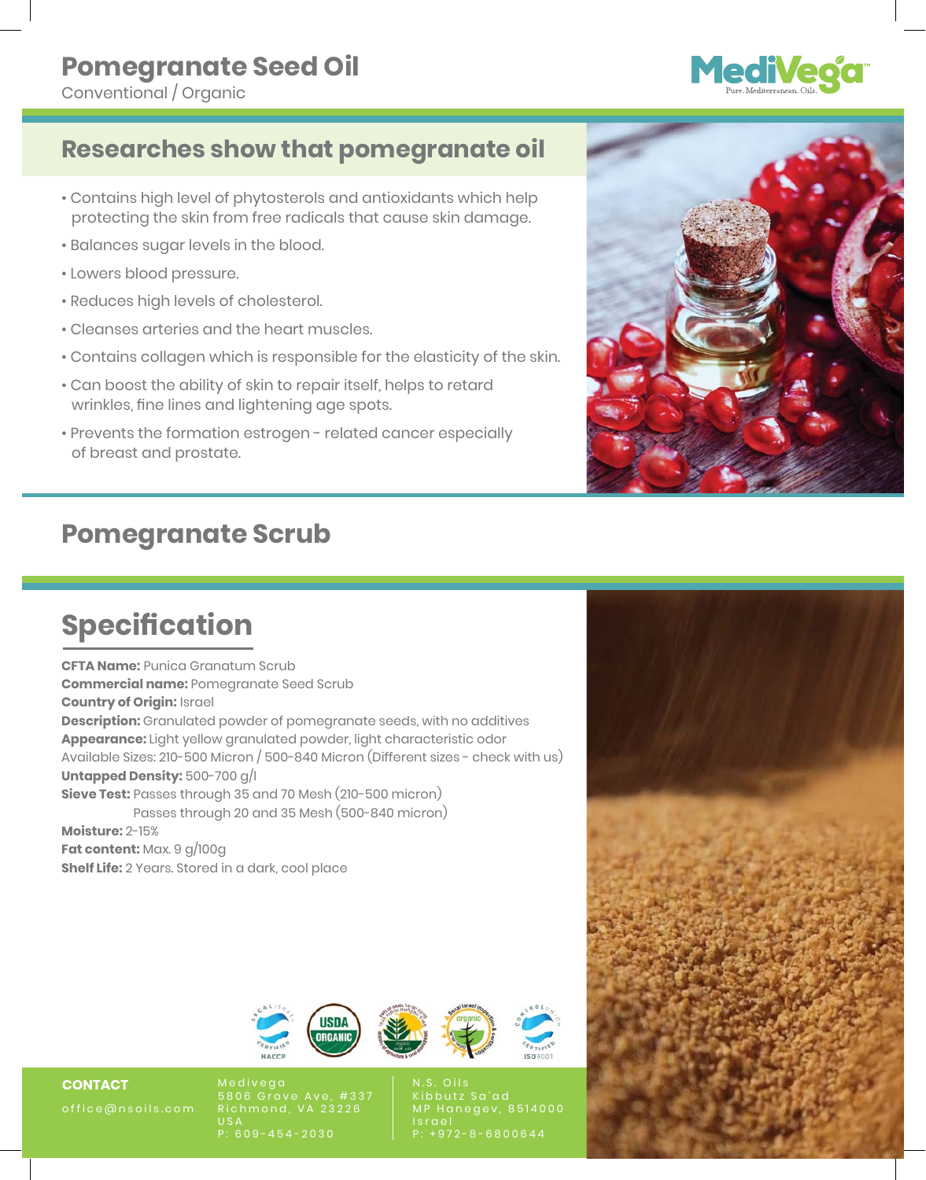# Pomegranate Seed Oil

Conventional / Organic

MediVega — Pure. Mediterranean. Oils.

## Researches show that pomegranate oil

- Contains high level of phytosterols and antioxidants which help protecting the skin from free radicals that cause skin damage.
- Balances sugar levels in the blood.
- Lowers blood pressure.
- Reduces high levels of cholesterol.
- Cleanses arteries and the heart muscles.
- Contains collagen which is responsible for the elasticity of the skin.
- Can boost the ability of skin to repair itself, helps to retard wrinkles, fine lines and lightening age spots.
- Prevents the formation estrogen - related cancer especially of breast and prostate.

## Pomegranate Scrub

## Specification

**CFTA Name:** Punica Granatum Scrub
**Commercial name:** Pomegranate Seed Scrub
**Country of Origin:** Israel
**Description:** Granulated powder of pomegranate seeds, with no additives
**Appearance:** Light yellow granulated powder, light characteristic odor
Available Sizes: 210-500 Micron / 500-840 Micron (Different sizes - check with us)
**Untapped Density:** 500-700 g/l
**Sieve Test:** Passes through 35 and 70 Mesh (210-500 micron)
Passes through 20 and 35 Mesh (500-840 micron)
**Moisture:** 2-15%
**Fat content:** Max. 9 g/100g
**Shelf Life:** 2 Years. Stored in a dark, cool place

**CONTACT**
office@nsoils.com

Medivega
5806 Grove Ave, #337
Richmond, VA 23226
USA
P: 609-454-2030

N.S. Oils
Kibbutz Sa'ad
MP Hanegev, 8514000
Israel
P: +972-8-6800644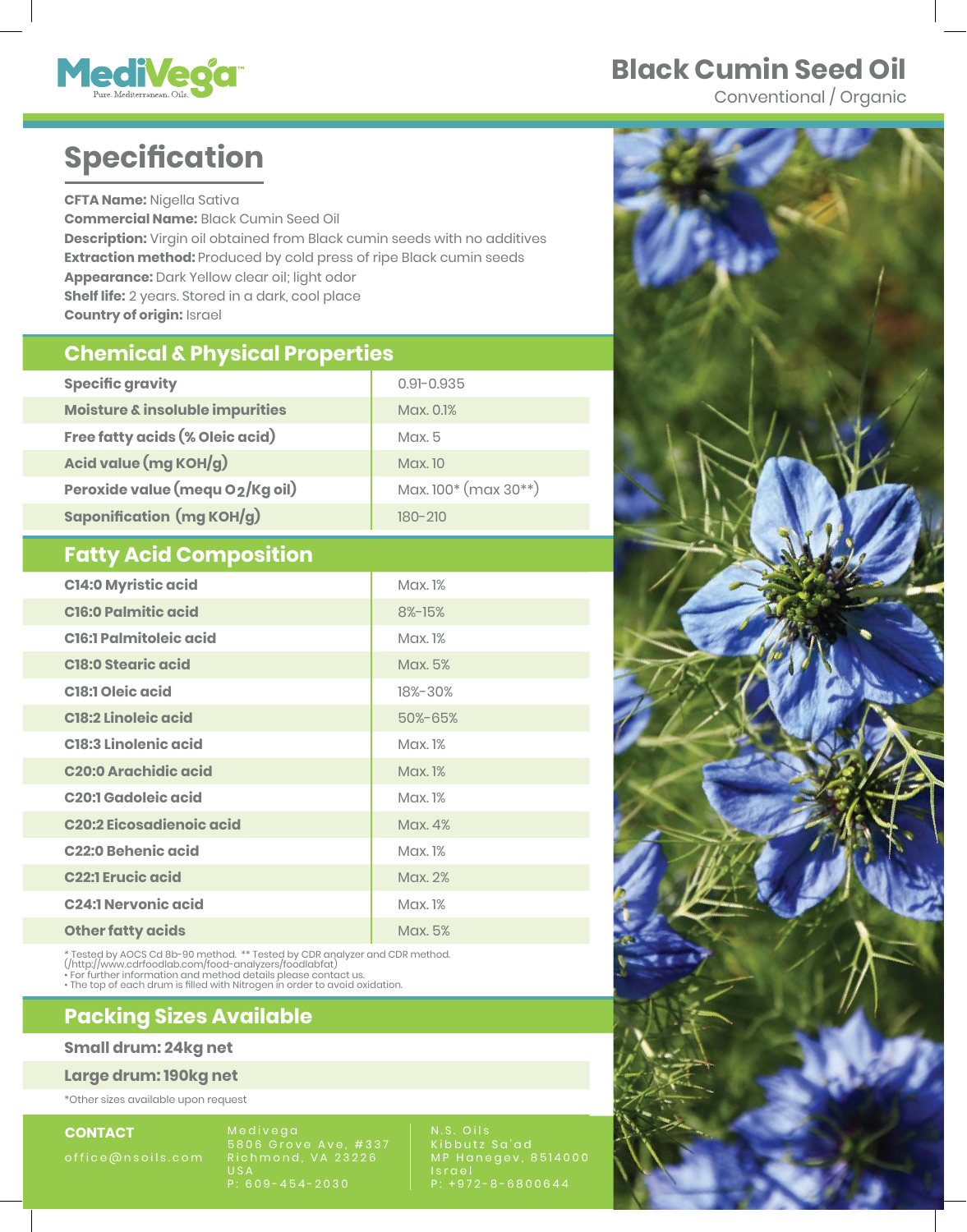MediVega™
Pure. Mediterranean. Oils.

# Black Cumin Seed Oil

Conventional / Organic

## Specification

**CFTA Name:** Nigella Sativa
**Commercial Name:** Black Cumin Seed Oil
**Description:** Virgin oil obtained from Black cumin seeds with no additives
**Extraction method:** Produced by cold press of ripe Black cumin seeds
**Appearance:** Dark Yellow clear oil; light odor
**Shelf life:** 2 years. Stored in a dark, cool place
**Country of origin:** Israel

## Chemical & Physical Properties

| Property | Value |
|---|---|
| **Specific gravity** | 0.91-0.935 |
| **Moisture & insoluble impurities** | Max. 0.1% |
| **Free fatty acids (% Oleic acid)** | Max. 5 |
| **Acid value (mg KOH/g)** | Max. 10 |
| **Peroxide value (mequ $O_2$/Kg oil)** | Max. 100* (max 30**) |
| **Saponification (mg KOH/g)** | 180-210 |

## Fatty Acid Composition

| Fatty acid | Value |
|---|---|
| **C14:0 Myristic acid** | Max. 1% |
| **C16:0 Palmitic acid** | 8%-15% |
| **C16:1 Palmitoleic acid** | Max. 1% |
| **C18:0 Stearic acid** | Max. 5% |
| **C18:1 Oleic acid** | 18%-30% |
| **C18:2 Linoleic acid** | 50%-65% |
| **C18:3 Linolenic acid** | Max. 1% |
| **C20:0 Arachidic acid** | Max. 1% |
| **C20:1 Gadoleic acid** | Max. 1% |
| **C20:2 Eicosadienoic acid** | Max. 4% |
| **C22:0 Behenic acid** | Max. 1% |
| **C22:1 Erucic acid** | Max. 2% |
| **C24:1 Nervonic acid** | Max. 1% |
| **Other fatty acids** | Max. 5% |

* Tested by AOCS Cd 8b-90 method. ** Tested by CDR analyzer and CDR method. (/http://www.cdrfoodlab.com/food-analyzers/foodlabfat)
• For further information and method details please contact us.
• The top of each drum is filled with Nitrogen in order to avoid oxidation.

## Packing Sizes Available

**Small drum: 24kg net**

**Large drum: 190kg net**

*Other sizes available upon request

**CONTACT**
office@nsoils.com

Medivega
5806 Grove Ave, #337
Richmond, VA 23226
USA
P: 609-454-2030

N.S. Oils
Kibbutz Sa'ad
MP Hanegev, 8514000
Israel
P: +972-8-6800644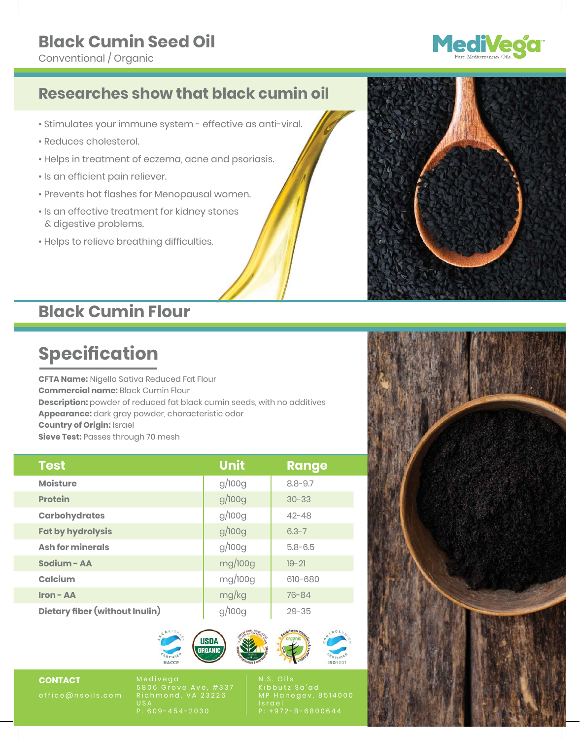# Black Cumin Seed Oil

Conventional / Organic

MediVega
Pure. Mediterranean. Oils.

## Researches show that black cumin oil

- Stimulates your immune system - effective as anti-viral.
- Reduces cholesterol.
- Helps in treatment of eczema, acne and psoriasis.
- Is an efficient pain reliever.
- Prevents hot flashes for Menopausal women.
- Is an effective treatment for kidney stones & digestive problems.
- Helps to relieve breathing difficulties.

## Black Cumin Flour

## Specification

**CFTA Name:** Nigella Sativa Reduced Fat Flour
**Commercial name:** Black Cumin Flour
**Description:** powder of reduced fat black cumin seeds, with no additives
**Appearance:** dark gray powder, characteristic odor
**Country of Origin:** Israel
**Sieve Test:** Passes through 70 mesh

| Test | Unit | Range |
|---|---|---|
| **Moisture** | g/100g | 8.8–9.7 |
| **Protein** | g/100g | 30–33 |
| **Carbohydrates** | g/100g | 42–48 |
| **Fat by hydrolysis** | g/100g | 6.3–7 |
| **Ash for minerals** | g/100g | 5.8–6.5 |
| **Sodium - AA** | mg/100g | 19–21 |
| **Calcium** | mg/100g | 610–680 |
| **Iron - AA** | mg/kg | 76–84 |
| **Dietary fiber (without Inulin)** | g/100g | 29–35 |

HACCP | USDA ORGANIC | ISO 9001

**CONTACT**
office@nsoils.com

Medivega
5806 Grove Ave, #337
Richmond, VA 23226
USA
P: 609-454-2030

N.S. Oils
Kibbutz Sa'ad
MP Hanegev, 8514000
Israel
P: +972-8-6800644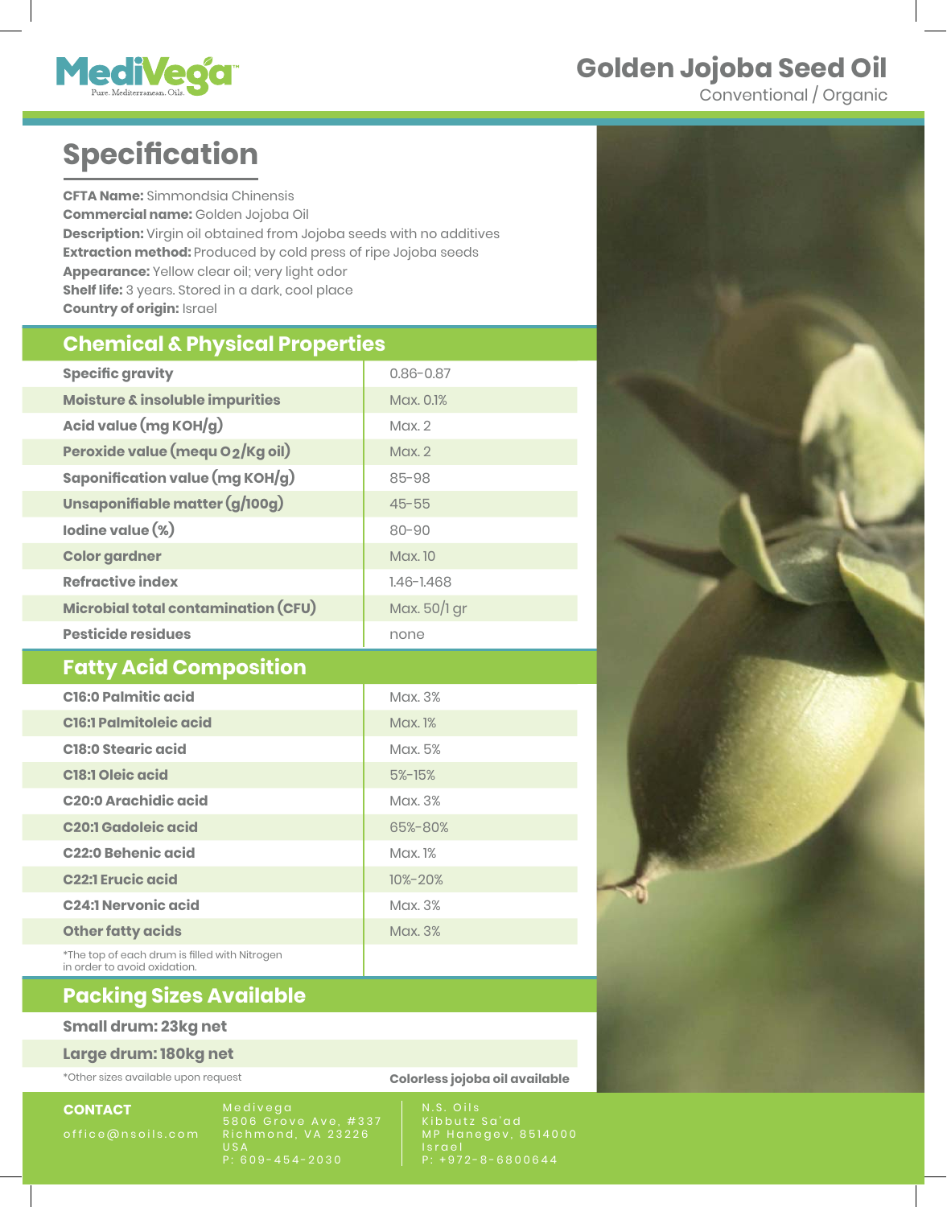# Golden Jojoba Seed Oil

Conventional / Organic

## Specification

**CFTA Name:** Simmondsia Chinensis
**Commercial name:** Golden Jojoba Oil
**Description:** Virgin oil obtained from Jojoba seeds with no additives
**Extraction method:** Produced by cold press of ripe Jojoba seeds
**Appearance:** Yellow clear oil; very light odor
**Shelf life:** 3 years. Stored in a dark, cool place
**Country of origin:** Israel

## Chemical & Physical Properties

| | |
|---|---|
| **Specific gravity** | 0.86-0.87 |
| **Moisture & insoluble impurities** | Max. 0.1% |
| **Acid value (mg KOH/g)** | Max. 2 |
| **Peroxide value (mequ $O_2$/Kg oil)** | Max. 2 |
| **Saponification value (mg KOH/g)** | 85-98 |
| **Unsaponifiable matter (g/100g)** | 45-55 |
| **Iodine value (%)** | 80-90 |
| **Color gardner** | Max. 10 |
| **Refractive index** | 1.46-1.468 |
| **Microbial total contamination (CFU)** | Max. 50/1 gr |
| **Pesticide residues** | none |

## Fatty Acid Composition

| | |
|---|---|
| **C16:0 Palmitic acid** | Max. 3% |
| **C16:1 Palmitoleic acid** | Max. 1% |
| **C18:0 Stearic acid** | Max. 5% |
| **C18:1 Oleic acid** | 5%-15% |
| **C20:0 Arachidic acid** | Max. 3% |
| **C20:1 Gadoleic acid** | 65%-80% |
| **C22:0 Behenic acid** | Max. 1% |
| **C22:1 Erucic acid** | 10%-20% |
| **C24:1 Nervonic acid** | Max. 3% |
| **Other fatty acids** | Max. 3% |

*The top of each drum is filled with Nitrogen in order to avoid oxidation.

## Packing Sizes Available

**Small drum: 23kg net**

**Large drum: 180kg net**

*Other sizes available upon request

**Colorless jojoba oil available**

**CONTACT**

office@nsoils.com

Medivega
5806 Grove Ave, #337
Richmond, VA 23226
USA
P: 609-454-2030

N.S. Oils
Kibbutz Sa'ad
MP Hanegev, 8514000
Israel
P: +972-8-6800644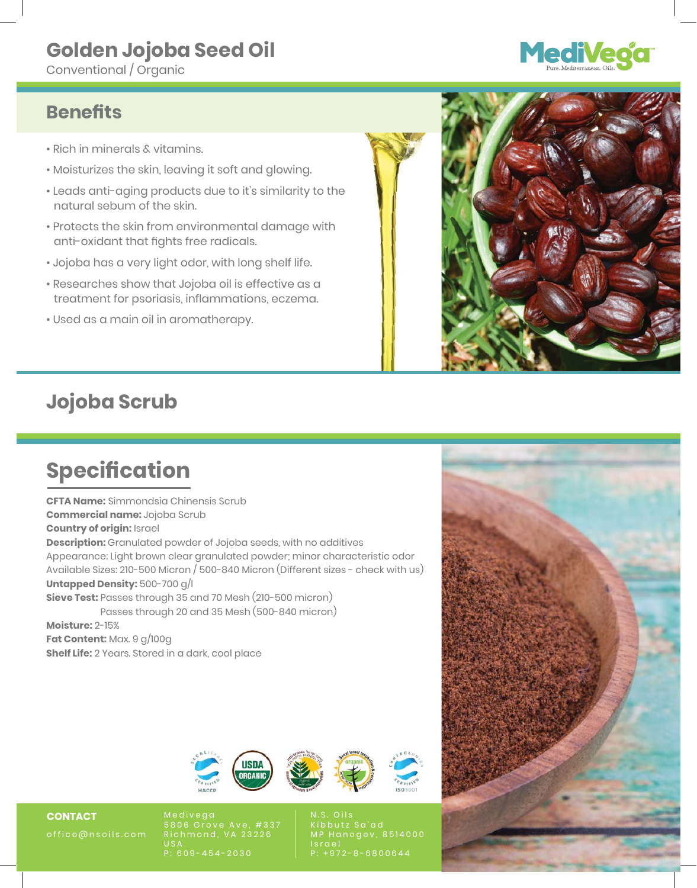# Golden Jojoba Seed Oil

Conventional / Organic

MediVega™
Pure. Mediterranean. Oils.

## Benefits

- Rich in minerals & vitamins.
- Moisturizes the skin, leaving it soft and glowing.
- Leads anti-aging products due to it's similarity to the natural sebum of the skin.
- Protects the skin from environmental damage with anti-oxidant that fights free radicals.
- Jojoba has a very light odor, with long shelf life.
- Researches show that Jojoba oil is effective as a treatment for psoriasis, inflammations, eczema.
- Used as a main oil in aromatherapy.

## Jojoba Scrub

## Specification

**CFTA Name:** Simmondsia Chinensis Scrub
**Commercial name:** Jojoba Scrub
**Country of origin:** Israel
**Description:** Granulated powder of Jojoba seeds, with no additives
Appearance: Light brown clear granulated powder; minor characteristic odor
Available Sizes: 210-500 Micron / 500-840 Micron (Different sizes - check with us)
**Untapped Density:** 500-700 g/l
**Sieve Test:** Passes through 35 and 70 Mesh (210-500 micron)
Passes through 20 and 35 Mesh (500-840 micron)
**Moisture:** 2-15%
**Fat Content:** Max. 9 g/100g
**Shelf Life:** 2 Years. Stored in a dark, cool place

**CONTACT**
office@nsoils.com

Medivega
5806 Grove Ave, #337
Richmond, VA 23226
USA
P: 609-454-2030

N.S. Oils
Kibbutz Sa'ad
MP Hanegev, 8514000
Israel
P: +972-8-6800644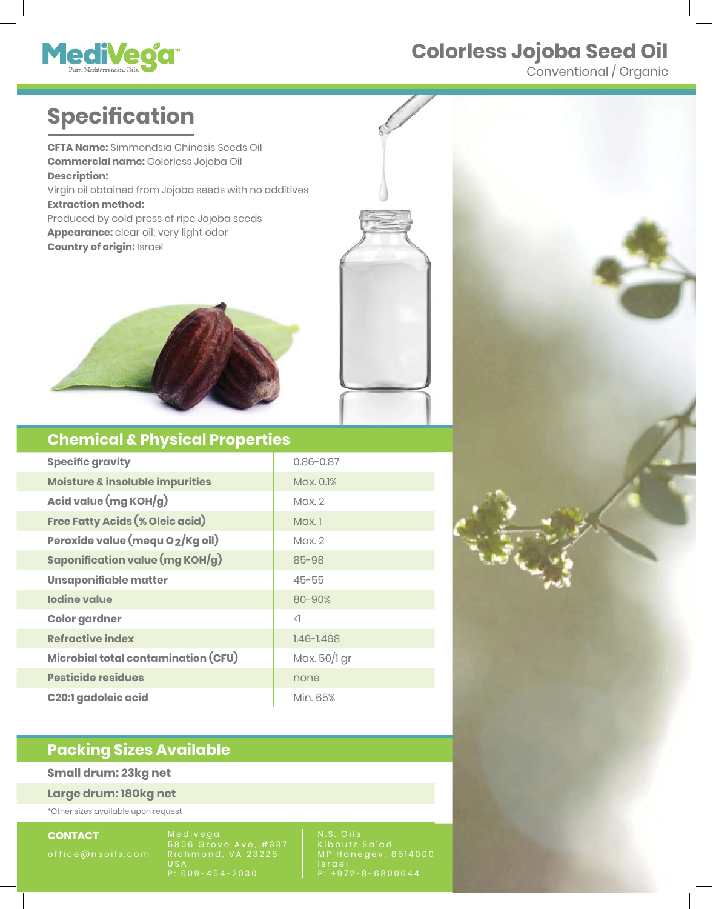# Colorless Jojoba Seed Oil

Conventional / Organic

## Specification

**CFTA Name:** Simmondsia Chinesis Seeds Oil
**Commercial name:** Colorless Jojoba Oil
**Description:**
Virgin oil obtained from Jojoba seeds with no additives
**Extraction method:**
Produced by cold press of ripe Jojoba seeds
**Appearance:** clear oil; very light odor
**Country of origin:** Israel

## Chemical & Physical Properties

| Property | Value |
| --- | --- |
| **Specific gravity** | 0.86-0.87 |
| **Moisture & insoluble impurities** | Max. 0.1% |
| **Acid value (mg KOH/g)** | Max. 2 |
| **Free Fatty Acids (% Oleic acid)** | Max. 1 |
| **Peroxide value (mequ $O_2$/Kg oil)** | Max. 2 |
| **Saponification value (mg KOH/g)** | 85-98 |
| **Unsaponifiable matter** | 45-55 |
| **Iodine value** | 80-90% |
| **Color gardner** | <1 |
| **Refractive index** | 1.46-1.468 |
| **Microbial total contamination (CFU)** | Max. 50/1 gr |
| **Pesticide residues** | none |
| **C20:1 gadoleic acid** | Min. 65% |

## Packing Sizes Available

**Small drum: 23kg net**

**Large drum: 180kg net**

*Other sizes available upon request

**CONTACT**
office@nsoils.com

Medivega
5806 Grove Ave, #337
Richmond, VA 23226
USA
P: 609-454-2030

N.S. Oils
Kibbutz Sa'ad
MP Hanegev, 8514000
Israel
P: +972-8-6800644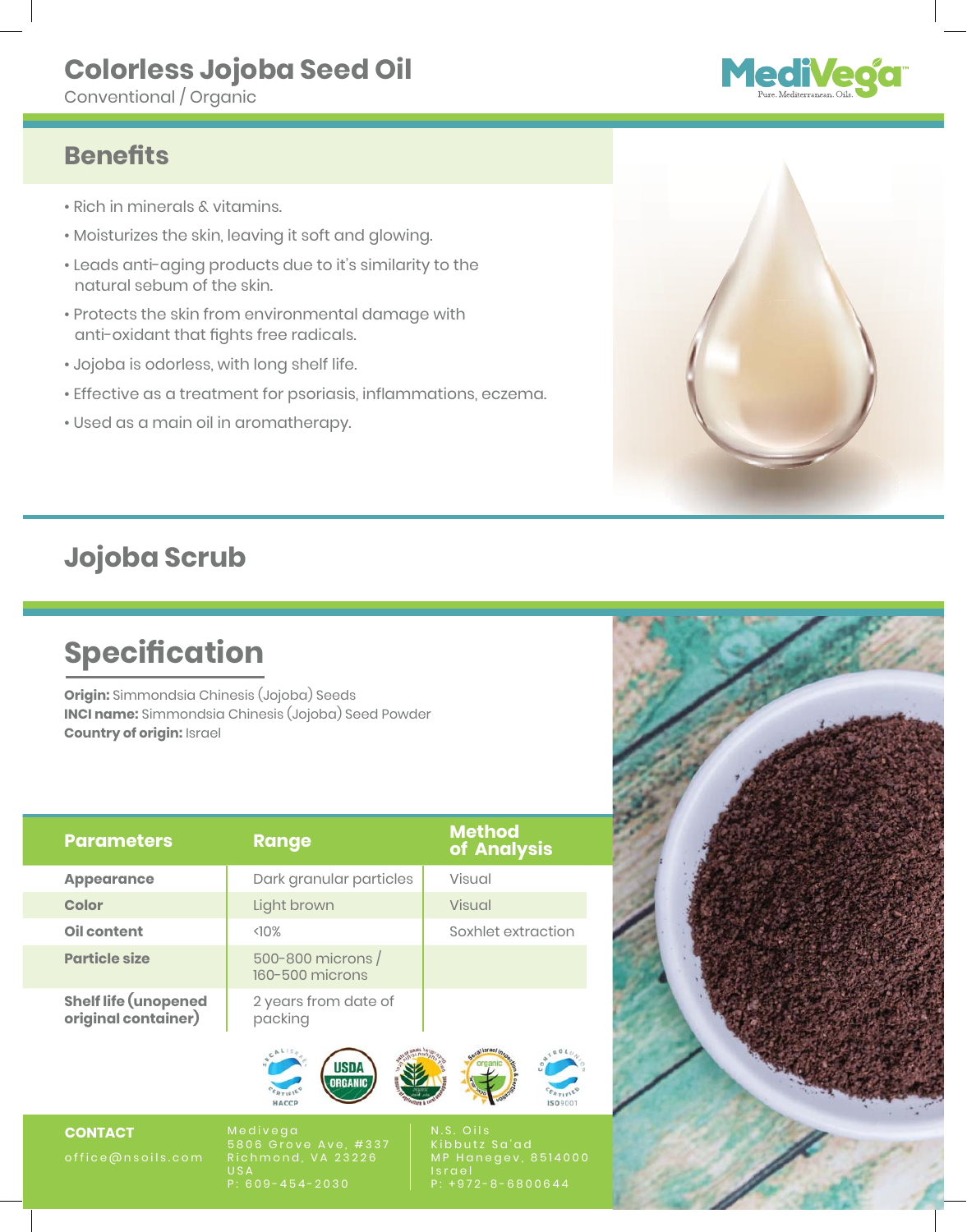# Colorless Jojoba Seed Oil

Conventional / Organic

## Benefits

- Rich in minerals & vitamins.
- Moisturizes the skin, leaving it soft and glowing.
- Leads anti-aging products due to it's similarity to the natural sebum of the skin.
- Protects the skin from environmental damage with anti-oxidant that fights free radicals.
- Jojoba is odorless, with long shelf life.
- Effective as a treatment for psoriasis, inflammations, eczema.
- Used as a main oil in aromatherapy.

# Jojoba Scrub

## Specification

**Origin:** Simmondsia Chinesis (Jojoba) Seeds
**INCI name:** Simmondsia Chinesis (Jojoba) Seed Powder
**Country of origin:** Israel

| Parameters | Range | Method of Analysis |
|---|---|---|
| **Appearance** | Dark granular particles | Visual |
| **Color** | Light brown | Visual |
| **Oil content** | <10% | Soxhlet extraction |
| **Particle size** | 500-800 microns / 160-500 microns | |
| **Shelf life (unopened original container)** | 2 years from date of packing | |

**CONTACT**

office@nsoils.com

Medivega
5806 Grove Ave, #337
Richmond, VA 23226
USA
P: 609-454-2030

N.S. Oils
Kibbutz Sa'ad
MP Hanegev, 8514000
Israel
P: +972-8-6800644